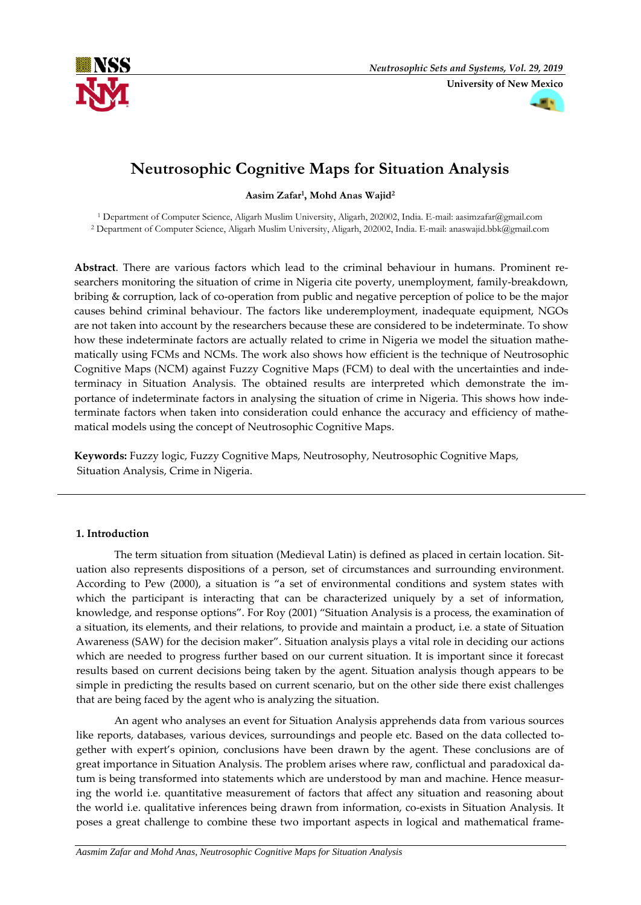# Neutrosophic Cognitive Maps for Situation Analysis

**Aasim Zafar[1], Mohd Anas Wajid[2]**

[1] Department of Computer Science, Aligarh Muslim University, Aligarh, 202002, India. E-mail: aasimzafar@gmail.com
[2] Department of Computer Science, Aligarh Muslim University, Aligarh, 202002, India. E-mail: anaswajid.bbk@gmail.com

**Abstract**. There are various factors which lead to the criminal behaviour in humans. Prominent researchers monitoring the situation of crime in Nigeria cite poverty, unemployment, family-breakdown, bribing & corruption, lack of co-operation from public and negative perception of police to be the major causes behind criminal behaviour. The factors like underemployment, inadequate equipment, NGOs are not taken into account by the researchers because these are considered to be indeterminate. To show how these indeterminate factors are actually related to crime in Nigeria we model the situation mathematically using FCMs and NCMs. The work also shows how efficient is the technique of Neutrosophic Cognitive Maps (NCM) against Fuzzy Cognitive Maps (FCM) to deal with the uncertainties and indeterminacy in Situation Analysis. The obtained results are interpreted which demonstrate the importance of indeterminate factors in analysing the situation of crime in Nigeria. This shows how indeterminate factors when taken into consideration could enhance the accuracy and efficiency of mathematical models using the concept of Neutrosophic Cognitive Maps.

**Keywords:** Fuzzy logic, Fuzzy Cognitive Maps, Neutrosophy, Neutrosophic Cognitive Maps, Situation Analysis, Crime in Nigeria.

## 1. Introduction

The term situation from situation (Medieval Latin) is defined as placed in certain location. Situation also represents dispositions of a person, set of circumstances and surrounding environment. According to Pew (2000), a situation is "a set of environmental conditions and system states with which the participant is interacting that can be characterized uniquely by a set of information, knowledge, and response options". For Roy (2001) "Situation Analysis is a process, the examination of a situation, its elements, and their relations, to provide and maintain a product, i.e. a state of Situation Awareness (SAW) for the decision maker". Situation analysis plays a vital role in deciding our actions which are needed to progress further based on our current situation. It is important since it forecast results based on current decisions being taken by the agent. Situation analysis though appears to be simple in predicting the results based on current scenario, but on the other side there exist challenges that are being faced by the agent who is analyzing the situation.

An agent who analyses an event for Situation Analysis apprehends data from various sources like reports, databases, various devices, surroundings and people etc. Based on the data collected together with expert's opinion, conclusions have been drawn by the agent. These conclusions are of great importance in Situation Analysis. The problem arises where raw, conflictual and paradoxical datum is being transformed into statements which are understood by man and machine. Hence measuring the world i.e. quantitative measurement of factors that affect any situation and reasoning about the world i.e. qualitative inferences being drawn from information, co-exists in Situation Analysis. It poses a great challenge to combine these two important aspects in logical and mathematical frame-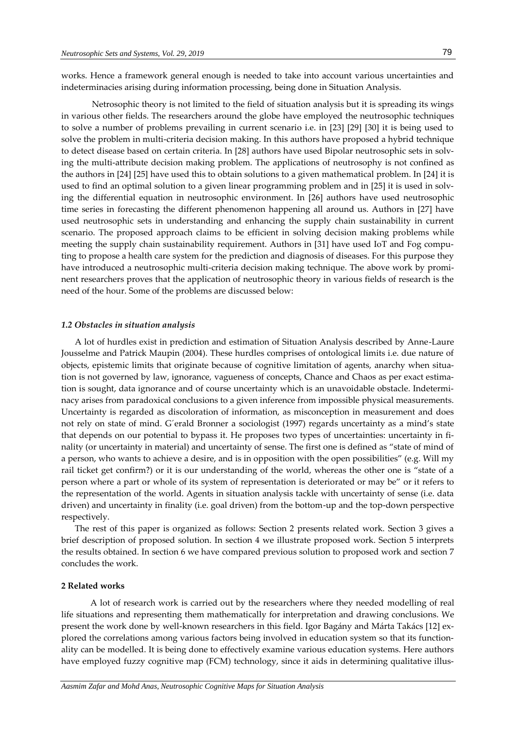works. Hence a framework general enough is needed to take into account various uncertainties and indeterminacies arising during information processing, being done in Situation Analysis.

Netrosophic theory is not limited to the field of situation analysis but it is spreading its wings in various other fields. The researchers around the globe have employed the neutrosophic techniques to solve a number of problems prevailing in current scenario i.e. in [23] [29] [30] it is being used to solve the problem in multi-criteria decision making. In this authors have proposed a hybrid technique to detect disease based on certain criteria. In [28] authors have used Bipolar neutrosophic sets in solving the multi-attribute decision making problem. The applications of neutrosophy is not confined as the authors in [24] [25] have used this to obtain solutions to a given mathematical problem. In [24] it is used to find an optimal solution to a given linear programming problem and in [25] it is used in solving the differential equation in neutrosophic environment. In [26] authors have used neutrosophic time series in forecasting the different phenomenon happening all around us. Authors in [27] have used neutrosophic sets in understanding and enhancing the supply chain sustainability in current scenario. The proposed approach claims to be efficient in solving decision making problems while meeting the supply chain sustainability requirement. Authors in [31] have used IoT and Fog computing to propose a health care system for the prediction and diagnosis of diseases. For this purpose they have introduced a neutrosophic multi-criteria decision making technique. The above work by prominent researchers proves that the application of neutrosophic theory in various fields of research is the need of the hour. Some of the problems are discussed below:

### *1.2 Obstacles in situation analysis*

A lot of hurdles exist in prediction and estimation of Situation Analysis described by Anne-Laure Jousselme and Patrick Maupin (2004). These hurdles comprises of ontological limits i.e. due nature of objects, epistemic limits that originate because of cognitive limitation of agents, anarchy when situation is not governed by law, ignorance, vagueness of concepts, Chance and Chaos as per exact estimation is sought, data ignorance and of course uncertainty which is an unavoidable obstacle. Indeterminacy arises from paradoxical conclusions to a given inference from impossible physical measurements. Uncertainty is regarded as discoloration of information, as misconception in measurement and does not rely on state of mind. G´erald Bronner a sociologist (1997) regards uncertainty as a mind's state that depends on our potential to bypass it. He proposes two types of uncertainties: uncertainty in finality (or uncertainty in material) and uncertainty of sense. The first one is defined as "state of mind of a person, who wants to achieve a desire, and is in opposition with the open possibilities" (e.g. Will my rail ticket get confirm?) or it is our understanding of the world, whereas the other one is "state of a person where a part or whole of its system of representation is deteriorated or may be" or it refers to the representation of the world. Agents in situation analysis tackle with uncertainty of sense (i.e. data driven) and uncertainty in finality (i.e. goal driven) from the bottom-up and the top-down perspective respectively.

The rest of this paper is organized as follows: Section 2 presents related work. Section 3 gives a brief description of proposed solution. In section 4 we illustrate proposed work. Section 5 interprets the results obtained. In section 6 we have compared previous solution to proposed work and section 7 concludes the work.

## 2 Related works

A lot of research work is carried out by the researchers where they needed modelling of real life situations and representing them mathematically for interpretation and drawing conclusions. We present the work done by well-known researchers in this field. Igor Bagány and Márta Takács [12] explored the correlations among various factors being involved in education system so that its functionality can be modelled. It is being done to effectively examine various education systems. Here authors have employed fuzzy cognitive map (FCM) technology, since it aids in determining qualitative illus-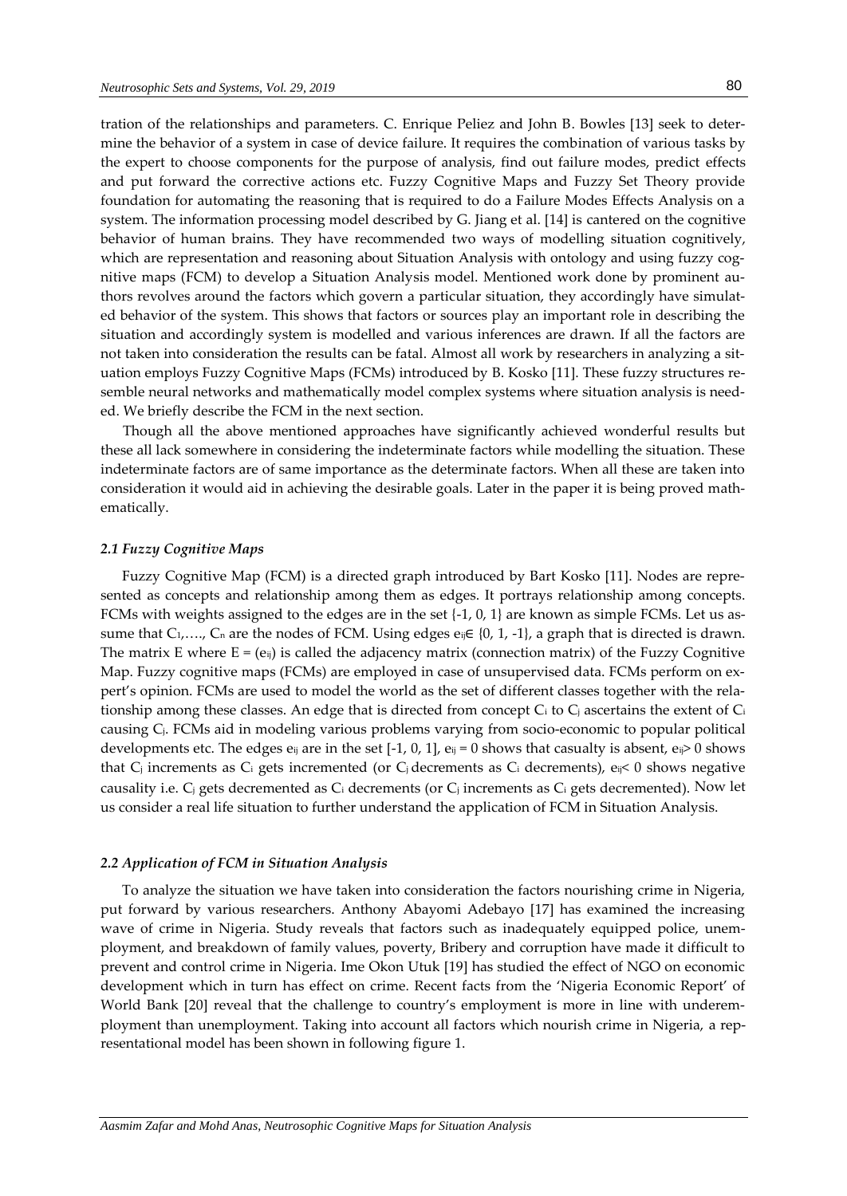tration of the relationships and parameters. C. Enrique Peliez and John B. Bowles [13] seek to determine the behavior of a system in case of device failure. It requires the combination of various tasks by the expert to choose components for the purpose of analysis, find out failure modes, predict effects and put forward the corrective actions etc. Fuzzy Cognitive Maps and Fuzzy Set Theory provide foundation for automating the reasoning that is required to do a Failure Modes Effects Analysis on a system. The information processing model described by G. Jiang et al. [14] is cantered on the cognitive behavior of human brains. They have recommended two ways of modelling situation cognitively, which are representation and reasoning about Situation Analysis with ontology and using fuzzy cognitive maps (FCM) to develop a Situation Analysis model. Mentioned work done by prominent authors revolves around the factors which govern a particular situation, they accordingly have simulated behavior of the system. This shows that factors or sources play an important role in describing the situation and accordingly system is modelled and various inferences are drawn. If all the factors are not taken into consideration the results can be fatal. Almost all work by researchers in analyzing a situation employs Fuzzy Cognitive Maps (FCMs) introduced by B. Kosko [11]. These fuzzy structures resemble neural networks and mathematically model complex systems where situation analysis is needed. We briefly describe the FCM in the next section.

Though all the above mentioned approaches have significantly achieved wonderful results but these all lack somewhere in considering the indeterminate factors while modelling the situation. These indeterminate factors are of same importance as the determinate factors. When all these are taken into consideration it would aid in achieving the desirable goals. Later in the paper it is being proved mathematically.

### *2.1 Fuzzy Cognitive Maps*

Fuzzy Cognitive Map (FCM) is a directed graph introduced by Bart Kosko [11]. Nodes are represented as concepts and relationship among them as edges. It portrays relationship among concepts. FCMs with weights assigned to the edges are in the set {-1, 0, 1} are known as simple FCMs. Let us assume that $C_1, \ldots, C_n$ are the nodes of FCM. Using edges $e_{ij} \in \{0, 1, -1\}$, a graph that is directed is drawn. The matrix E where $E = (e_{ij})$ is called the adjacency matrix (connection matrix) of the Fuzzy Cognitive Map. Fuzzy cognitive maps (FCMs) are employed in case of unsupervised data. FCMs perform on expert's opinion. FCMs are used to model the world as the set of different classes together with the relationship among these classes. An edge that is directed from concept $C_i$ to $C_j$ ascertains the extent of $C_i$ causing $C_j$. FCMs aid in modeling various problems varying from socio-economic to popular political developments etc. The edges $e_{ij}$ are in the set [-1, 0, 1], $e_{ij} = 0$ shows that casualty is absent, $e_{ij} > 0$ shows that $C_j$ increments as $C_i$ gets incremented (or $C_j$ decrements as $C_i$ decrements), $e_{ij} < 0$ shows negative causality i.e. $C_j$ gets decremented as $C_i$ decrements (or $C_j$ increments as $C_i$ gets decremented). Now let us consider a real life situation to further understand the application of FCM in Situation Analysis.

### *2.2 Application of FCM in Situation Analysis*

To analyze the situation we have taken into consideration the factors nourishing crime in Nigeria, put forward by various researchers. Anthony Abayomi Adebayo [17] has examined the increasing wave of crime in Nigeria. Study reveals that factors such as inadequately equipped police, unemployment, and breakdown of family values, poverty, Bribery and corruption have made it difficult to prevent and control crime in Nigeria. Ime Okon Utuk [19] has studied the effect of NGO on economic development which in turn has effect on crime. Recent facts from the 'Nigeria Economic Report' of World Bank [20] reveal that the challenge to country's employment is more in line with underemployment than unemployment. Taking into account all factors which nourish crime in Nigeria, a representational model has been shown in following figure 1.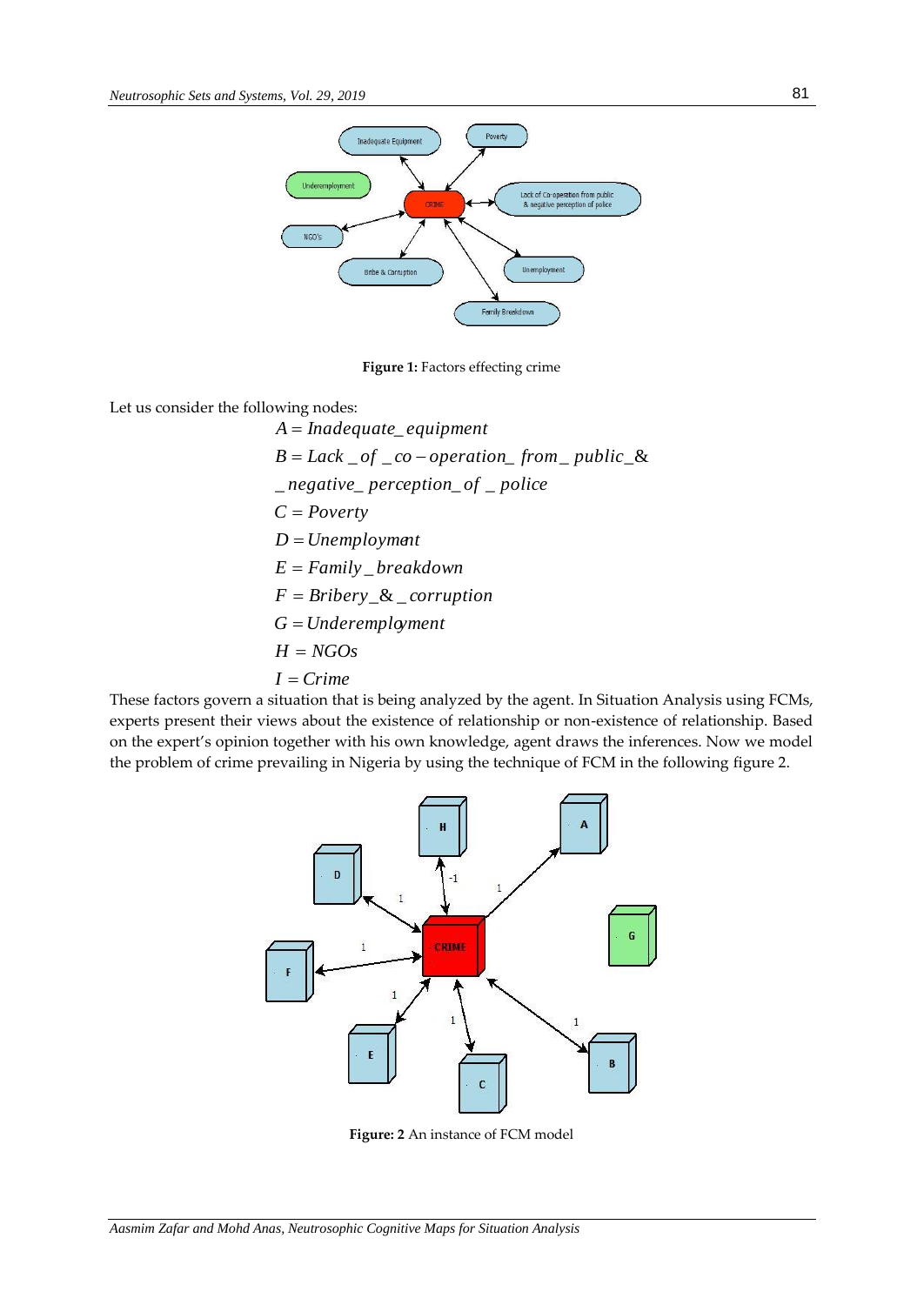**Figure 1:** Factors effecting crime

Let us consider the following nodes:

$$A = Inadequate\_equipment$$
$$B = Lack\_of\_co-operation\_from\_public\_\&$$
$$\_negative\_perception\_of\_police$$
$$C = Poverty$$
$$D = Unemployment$$
$$E = Family\_breakdown$$
$$F = Bribery\_\&\_corruption$$
$$G = Underemployment$$
$$H = NGOs$$
$$I = Crime$$

These factors govern a situation that is being analyzed by the agent. In Situation Analysis using FCMs, experts present their views about the existence of relationship or non-existence of relationship. Based on the expert's opinion together with his own knowledge, agent draws the inferences. Now we model the problem of crime prevailing in Nigeria by using the technique of FCM in the following figure 2.

**Figure: 2** An instance of FCM model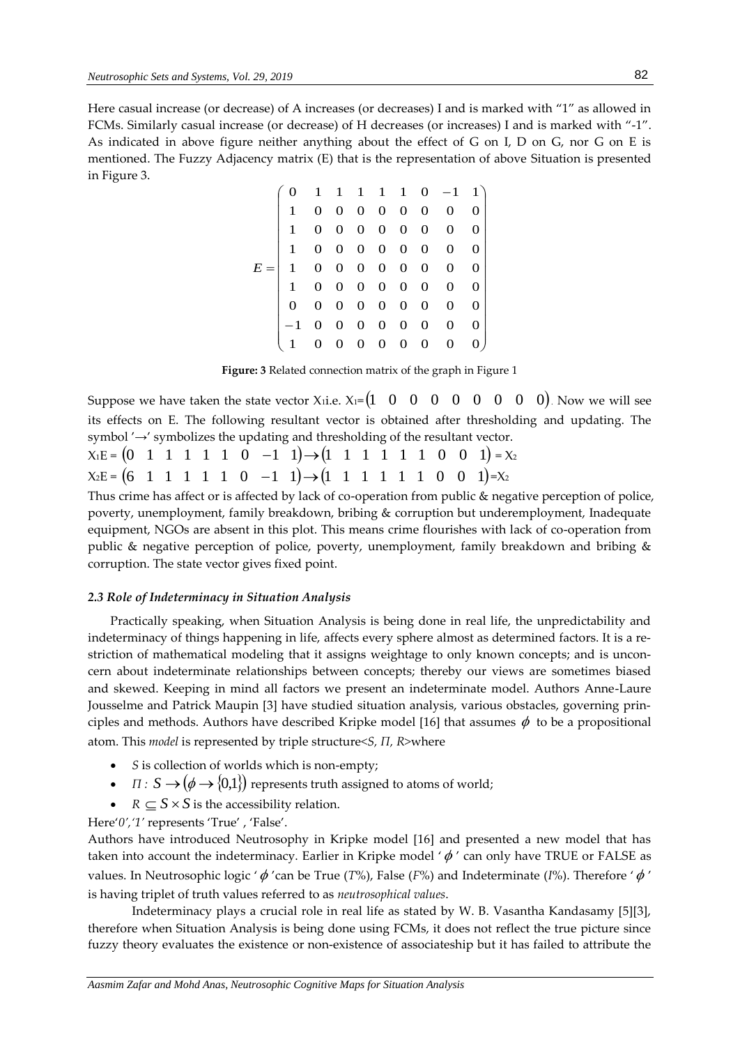Here casual increase (or decrease) of A increases (or decreases) I and is marked with "1" as allowed in FCMs. Similarly casual increase (or decrease) of H decreases (or increases) I and is marked with "-1". As indicated in above figure neither anything about the effect of G on I, D on G, nor G on E is mentioned. The Fuzzy Adjacency matrix (E) that is the representation of above Situation is presented in Figure 3.

$$E = \begin{pmatrix} 0 & 1 & 1 & 1 & 1 & 1 & 0 & -1 & 1 \\ 1 & 0 & 0 & 0 & 0 & 0 & 0 & 0 & 0 \\ 1 & 0 & 0 & 0 & 0 & 0 & 0 & 0 & 0 \\ 1 & 0 & 0 & 0 & 0 & 0 & 0 & 0 & 0 \\ 1 & 0 & 0 & 0 & 0 & 0 & 0 & 0 & 0 \\ 1 & 0 & 0 & 0 & 0 & 0 & 0 & 0 & 0 \\ 0 & 0 & 0 & 0 & 0 & 0 & 0 & 0 & 0 \\ -1 & 0 & 0 & 0 & 0 & 0 & 0 & 0 & 0 \\ 1 & 0 & 0 & 0 & 0 & 0 & 0 & 0 & 0 \end{pmatrix}$$

**Figure: 3** Related connection matrix of the graph in Figure 1

Suppose we have taken the state vector $X_1$i.e. $X_1 = \begin{pmatrix} 1 & 0 & 0 & 0 & 0 & 0 & 0 & 0 & 0 \end{pmatrix}$. Now we will see its effects on E. The following resultant vector is obtained after thresholding and updating. The symbol '→' symbolizes the updating and thresholding of the resultant vector.

$X_1E = \begin{pmatrix} 0 & 1 & 1 & 1 & 1 & 1 & 0 & -1 & 1 \end{pmatrix} \rightarrow \begin{pmatrix} 1 & 1 & 1 & 1 & 1 & 1 & 0 & 0 & 1 \end{pmatrix} = X_2$

$X_2E = \begin{pmatrix} 6 & 1 & 1 & 1 & 1 & 1 & 0 & -1 & 1 \end{pmatrix} \rightarrow \begin{pmatrix} 1 & 1 & 1 & 1 & 1 & 1 & 0 & 0 & 1 \end{pmatrix} = X_2$

Thus crime has affect or is affected by lack of co-operation from public & negative perception of police, poverty, unemployment, family breakdown, bribing & corruption but underemployment, Inadequate equipment, NGOs are absent in this plot. This means crime flourishes with lack of co-operation from public & negative perception of police, poverty, unemployment, family breakdown and bribing & corruption. The state vector gives fixed point.

### *2.3 Role of Indeterminacy in Situation Analysis*

Practically speaking, when Situation Analysis is being done in real life, the unpredictability and indeterminacy of things happening in life, affects every sphere almost as determined factors. It is a restriction of mathematical modeling that it assigns weightage to only known concepts; and is unconcern about indeterminate relationships between concepts; thereby our views are sometimes biased and skewed. Keeping in mind all factors we present an indeterminate model. Authors Anne-Laure Jousselme and Patrick Maupin [3] have studied situation analysis, various obstacles, governing principles and methods. Authors have described Kripke model [16] that assumes $\phi$ to be a propositional atom. This *model* is represented by triple structure<*S, Π, R*>where

- *S* is collection of worlds which is non-empty;
- $\Pi : S \rightarrow (\phi \rightarrow \{0,1\})$ represents truth assigned to atoms of world;
- $R \subseteq S \times S$ is the accessibility relation.

Here'*0','1'* represents 'True' , 'False'.

Authors have introduced Neutrosophy in Kripke model [16] and presented a new model that has taken into account the indeterminacy. Earlier in Kripke model '$\phi$' can only have TRUE or FALSE as values. In Neutrosophic logic '$\phi$'can be True (*T*%), False (*F*%) and Indeterminate (*I*%). Therefore '$\phi$' is having triplet of truth values referred to as *neutrosophical values*.

Indeterminacy plays a crucial role in real life as stated by W. B. Vasantha Kandasamy [5][3], therefore when Situation Analysis is being done using FCMs, it does not reflect the true picture since fuzzy theory evaluates the existence or non-existence of associateship but it has failed to attribute the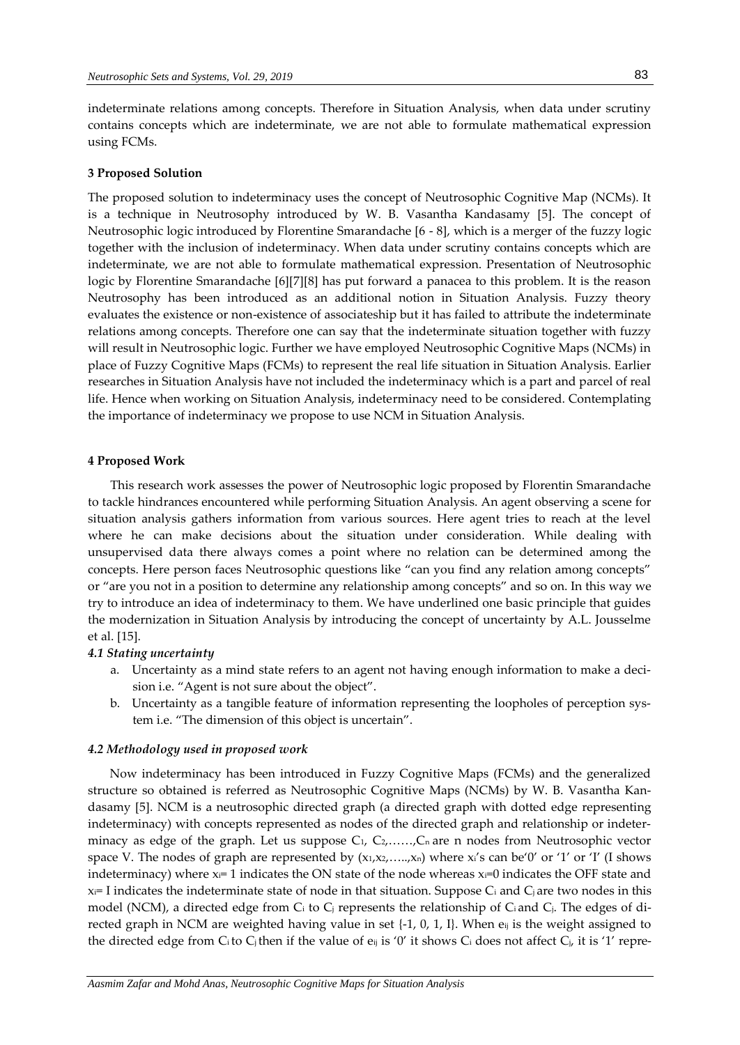indeterminate relations among concepts. Therefore in Situation Analysis, when data under scrutiny contains concepts which are indeterminate, we are not able to formulate mathematical expression using FCMs.

### 3 Proposed Solution

The proposed solution to indeterminacy uses the concept of Neutrosophic Cognitive Map (NCMs). It is a technique in Neutrosophy introduced by W. B. Vasantha Kandasamy [5]. The concept of Neutrosophic logic introduced by Florentine Smarandache [6 - 8], which is a merger of the fuzzy logic together with the inclusion of indeterminacy. When data under scrutiny contains concepts which are indeterminate, we are not able to formulate mathematical expression. Presentation of Neutrosophic logic by Florentine Smarandache [6][7][8] has put forward a panacea to this problem. It is the reason Neutrosophy has been introduced as an additional notion in Situation Analysis. Fuzzy theory evaluates the existence or non-existence of associateship but it has failed to attribute the indeterminate relations among concepts. Therefore one can say that the indeterminate situation together with fuzzy will result in Neutrosophic logic. Further we have employed Neutrosophic Cognitive Maps (NCMs) in place of Fuzzy Cognitive Maps (FCMs) to represent the real life situation in Situation Analysis. Earlier researches in Situation Analysis have not included the indeterminacy which is a part and parcel of real life. Hence when working on Situation Analysis, indeterminacy need to be considered. Contemplating the importance of indeterminacy we propose to use NCM in Situation Analysis.

### 4 Proposed Work

This research work assesses the power of Neutrosophic logic proposed by Florentin Smarandache to tackle hindrances encountered while performing Situation Analysis. An agent observing a scene for situation analysis gathers information from various sources. Here agent tries to reach at the level where he can make decisions about the situation under consideration. While dealing with unsupervised data there always comes a point where no relation can be determined among the concepts. Here person faces Neutrosophic questions like "can you find any relation among concepts" or "are you not in a position to determine any relationship among concepts" and so on. In this way we try to introduce an idea of indeterminacy to them. We have underlined one basic principle that guides the modernization in Situation Analysis by introducing the concept of uncertainty by A.L. Jousselme et al. [15].

#### *4.1 Stating uncertainty*

a. Uncertainty as a mind state refers to an agent not having enough information to make a decision i.e. "Agent is not sure about the object".
b. Uncertainty as a tangible feature of information representing the loopholes of perception system i.e. "The dimension of this object is uncertain".

#### *4.2 Methodology used in proposed work*

Now indeterminacy has been introduced in Fuzzy Cognitive Maps (FCMs) and the generalized structure so obtained is referred as Neutrosophic Cognitive Maps (NCMs) by W. B. Vasantha Kandasamy [5]. NCM is a neutrosophic directed graph (a directed graph with dotted edge representing indeterminacy) with concepts represented as nodes of the directed graph and relationship or indeterminacy as edge of the graph. Let us suppose $C_1$, $C_2$,……,$C_n$ are n nodes from Neutrosophic vector space V. The nodes of graph are represented by $(x_1, x_2, \ldots, x_n)$ where $x_i$'s can be '0' or '1' or 'I' (I shows indeterminacy) where $x_i = 1$ indicates the ON state of the node whereas $x_i = 0$ indicates the OFF state and $x_i = I$ indicates the indeterminate state of node in that situation. Suppose $C_i$ and $C_j$ are two nodes in this model (NCM), a directed edge from $C_i$ to $C_j$ represents the relationship of $C_i$ and $C_j$. The edges of directed graph in NCM are weighted having value in set {-1, 0, 1, I}. When $e_{ij}$ is the weight assigned to the directed edge from $C_i$ to $C_j$ then if the value of $e_{ij}$ is '0' it shows $C_i$ does not affect $C_j$, it is '1' repre-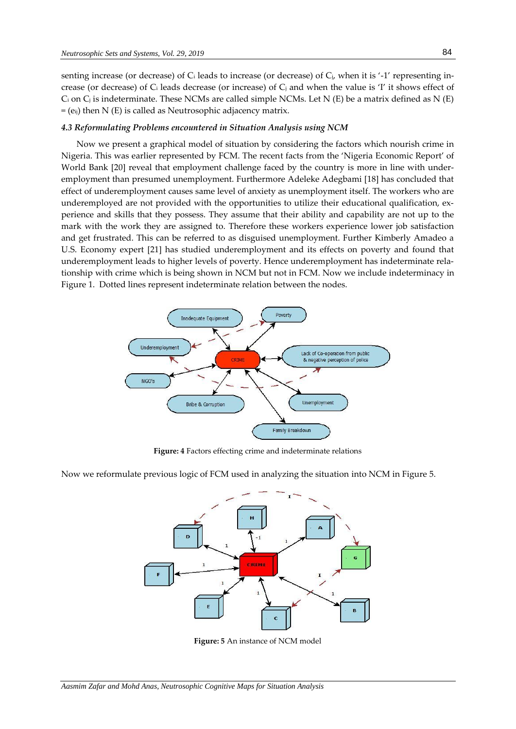senting increase (or decrease) of $C_i$ leads to increase (or decrease) of $C_j$, when it is '-1' representing increase (or decrease) of $C_i$ leads decrease (or increase) of $C_j$ and when the value is 'I' it shows effect of $C_i$ on $C_j$ is indeterminate. These NCMs are called simple NCMs. Let N (E) be a matrix defined as N (E) = ($e_{ij}$) then N (E) is called as Neutrosophic adjacency matrix.

### *4.3 Reformulating Problems encountered in Situation Analysis using NCM*

Now we present a graphical model of situation by considering the factors which nourish crime in Nigeria. This was earlier represented by FCM. The recent facts from the 'Nigeria Economic Report' of World Bank [20] reveal that employment challenge faced by the country is more in line with underemployment than presumed unemployment. Furthermore Adeleke Adegbami [18] has concluded that effect of underemployment causes same level of anxiety as unemployment itself. The workers who are underemployed are not provided with the opportunities to utilize their educational qualification, experience and skills that they possess. They assume that their ability and capability are not up to the mark with the work they are assigned to. Therefore these workers experience lower job satisfaction and get frustrated. This can be referred to as disguised unemployment. Further Kimberly Amadeo a U.S. Economy expert [21] has studied underemployment and its effects on poverty and found that underemployment leads to higher levels of poverty. Hence underemployment has indeterminate relationship with crime which is being shown in NCM but not in FCM. Now we include indeterminacy in Figure 1. Dotted lines represent indeterminate relation between the nodes.

**Figure: 4** Factors effecting crime and indeterminate relations

Now we reformulate previous logic of FCM used in analyzing the situation into NCM in Figure 5.

**Figure: 5** An instance of NCM model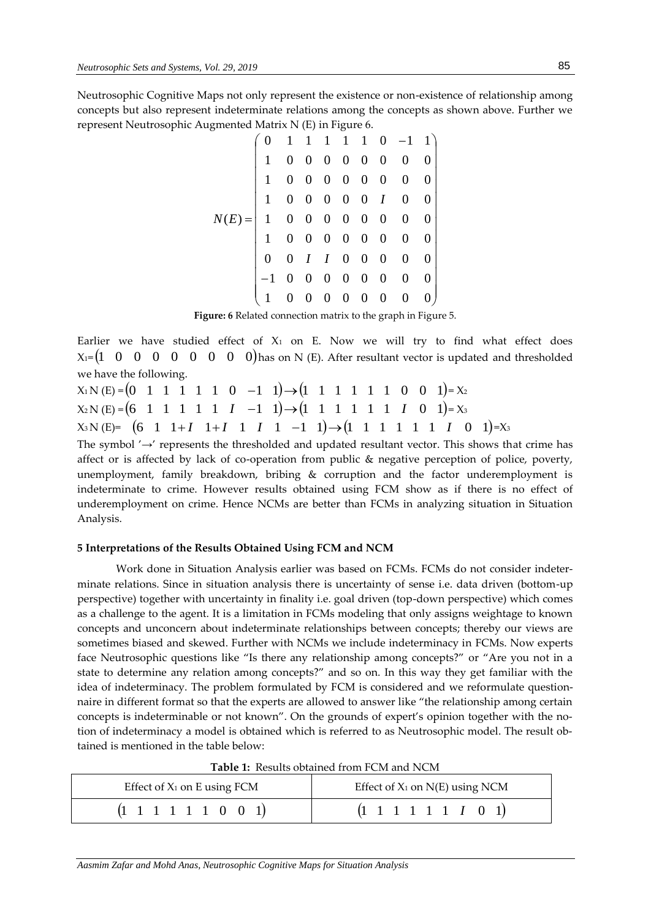Neutrosophic Cognitive Maps not only represent the existence or non-existence of relationship among concepts but also represent indeterminate relations among the concepts as shown above. Further we represent Neutrosophic Augmented Matrix N (E) in Figure 6.

$$N(E)=\begin{pmatrix} 0 & 1 & 1 & 1 & 1 & 1 & 0 & -1 & 1 \\ 1 & 0 & 0 & 0 & 0 & 0 & 0 & 0 & 0 \\ 1 & 0 & 0 & 0 & 0 & 0 & 0 & 0 & 0 \\ 1 & 0 & 0 & 0 & 0 & 0 & I & 0 & 0 \\ 1 & 0 & 0 & 0 & 0 & 0 & 0 & 0 & 0 \\ 1 & 0 & 0 & 0 & 0 & 0 & 0 & 0 & 0 \\ 0 & 0 & I & I & 0 & 0 & 0 & 0 & 0 \\ -1 & 0 & 0 & 0 & 0 & 0 & 0 & 0 & 0 \\ 1 & 0 & 0 & 0 & 0 & 0 & 0 & 0 & 0 \end{pmatrix}$$

**Figure: 6** Related connection matrix to the graph in Figure 5.

Earlier we have studied effect of $X_1$ on E. Now we will try to find what effect does $X_1=(1 \quad 0 \quad 0 \quad 0 \quad 0 \quad 0 \quad 0 \quad 0 \quad 0)$ has on N (E). After resultant vector is updated and thresholded we have the following.

$X_1 N(E) = (0 \quad 1 \quad 1 \quad 1 \quad 1 \quad 1 \quad 0 \quad -1 \quad 1) \rightarrow (1 \quad 1 \quad 1 \quad 1 \quad 1 \quad 1 \quad 0 \quad 0 \quad 1) = X_2$

$X_2 N(E) = (6 \quad 1 \quad 1 \quad 1 \quad 1 \quad 1 \quad I \quad -1 \quad 1) \rightarrow (1 \quad 1 \quad 1 \quad 1 \quad 1 \quad 1 \quad I \quad 0 \quad 1) = X_3$

$X_3 N(E) = (6 \quad 1 \quad 1+I \quad 1+I \quad 1 \quad I \quad 1 \quad -1 \quad 1) \rightarrow (1 \quad 1 \quad 1 \quad 1 \quad 1 \quad 1 \quad I \quad 0 \quad 1) = X_3$

The symbol '$\rightarrow$' represents the thresholded and updated resultant vector. This shows that crime has affect or is affected by lack of co-operation from public & negative perception of police, poverty, unemployment, family breakdown, bribing & corruption and the factor underemployment is indeterminate to crime. However results obtained using FCM show as if there is no effect of underemployment on crime. Hence NCMs are better than FCMs in analyzing situation in Situation Analysis.

### 5 Interpretations of the Results Obtained Using FCM and NCM

Work done in Situation Analysis earlier was based on FCMs. FCMs do not consider indeterminate relations. Since in situation analysis there is uncertainty of sense i.e. data driven (bottom-up perspective) together with uncertainty in finality i.e. goal driven (top-down perspective) which comes as a challenge to the agent. It is a limitation in FCMs modeling that only assigns weightage to known concepts and unconcern about indeterminate relationships between concepts; thereby our views are sometimes biased and skewed. Further with NCMs we include indeterminacy in FCMs. Now experts face Neutrosophic questions like "Is there any relationship among concepts?" or "Are you not in a state to determine any relation among concepts?" and so on. In this way they get familiar with the idea of indeterminacy. The problem formulated by FCM is considered and we reformulate questionnaire in different format so that the experts are allowed to answer like "the relationship among certain concepts is indeterminable or not known". On the grounds of expert's opinion together with the notion of indeterminacy a model is obtained which is referred to as Neutrosophic model. The result obtained is mentioned in the table below:

**Table 1:** Results obtained from FCM and NCM

| Effect of $X_1$ on E using FCM | Effect of $X_1$ on N(E) using NCM |
|---|---|
| $(1 \quad 1 \quad 1 \quad 1 \quad 1 \quad 1 \quad 0 \quad 0 \quad 1)$ | $(1 \quad 1 \quad 1 \quad 1 \quad 1 \quad 1 \quad I \quad 0 \quad 1)$ |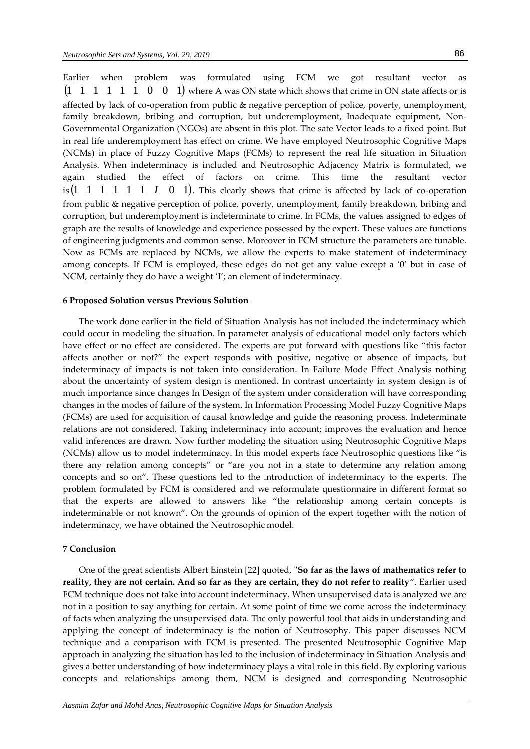Earlier when problem was formulated using FCM we got resultant vector as $\begin{pmatrix}1 & 1 & 1 & 1 & 1 & 0 & 0 & 1\end{pmatrix}$ where A was ON state which shows that crime in ON state affects or is affected by lack of co-operation from public & negative perception of police, poverty, unemployment, family breakdown, bribing and corruption, but underemployment, Inadequate equipment, Non-Governmental Organization (NGOs) are absent in this plot. The sate Vector leads to a fixed point. But in real life underemployment has effect on crime. We have employed Neutrosophic Cognitive Maps (NCMs) in place of Fuzzy Cognitive Maps (FCMs) to represent the real life situation in Situation Analysis. When indeterminacy is included and Neutrosophic Adjacency Matrix is formulated, we again studied the effect of factors on crime. This time the resultant vector is $\begin{pmatrix}1 & 1 & 1 & 1 & 1 & 1 & I & 0 & 1\end{pmatrix}$. This clearly shows that crime is affected by lack of co-operation from public & negative perception of police, poverty, unemployment, family breakdown, bribing and corruption, but underemployment is indeterminate to crime. In FCMs, the values assigned to edges of graph are the results of knowledge and experience possessed by the expert. These values are functions of engineering judgments and common sense. Moreover in FCM structure the parameters are tunable. Now as FCMs are replaced by NCMs, we allow the experts to make statement of indeterminacy among concepts. If FCM is employed, these edges do not get any value except a '0' but in case of NCM, certainly they do have a weight 'I'; an element of indeterminacy.

## 6 Proposed Solution versus Previous Solution

The work done earlier in the field of Situation Analysis has not included the indeterminacy which could occur in modeling the situation. In parameter analysis of educational model only factors which have effect or no effect are considered. The experts are put forward with questions like "this factor affects another or not?" the expert responds with positive, negative or absence of impacts, but indeterminacy of impacts is not taken into consideration. In Failure Mode Effect Analysis nothing about the uncertainty of system design is mentioned. In contrast uncertainty in system design is of much importance since changes In Design of the system under consideration will have corresponding changes in the modes of failure of the system. In Information Processing Model Fuzzy Cognitive Maps (FCMs) are used for acquisition of causal knowledge and guide the reasoning process. Indeterminate relations are not considered. Taking indeterminacy into account; improves the evaluation and hence valid inferences are drawn. Now further modeling the situation using Neutrosophic Cognitive Maps (NCMs) allow us to model indeterminacy. In this model experts face Neutrosophic questions like "is there any relation among concepts" or "are you not in a state to determine any relation among concepts and so on". These questions led to the introduction of indeterminacy to the experts. The problem formulated by FCM is considered and we reformulate questionnaire in different format so that the experts are allowed to answers like "the relationship among certain concepts is indeterminable or not known". On the grounds of opinion of the expert together with the notion of indeterminacy, we have obtained the Neutrosophic model.

## 7 Conclusion

One of the great scientists Albert Einstein [22] quoted, "**So far as the laws of mathematics refer to reality, they are not certain. And so far as they are certain, they do not refer to reality**". Earlier used FCM technique does not take into account indeterminacy. When unsupervised data is analyzed we are not in a position to say anything for certain. At some point of time we come across the indeterminacy of facts when analyzing the unsupervised data. The only powerful tool that aids in understanding and applying the concept of indeterminacy is the notion of Neutrosophy. This paper discusses NCM technique and a comparison with FCM is presented. The presented Neutrosophic Cognitive Map approach in analyzing the situation has led to the inclusion of indeterminacy in Situation Analysis and gives a better understanding of how indeterminacy plays a vital role in this field. By exploring various concepts and relationships among them, NCM is designed and corresponding Neutrosophic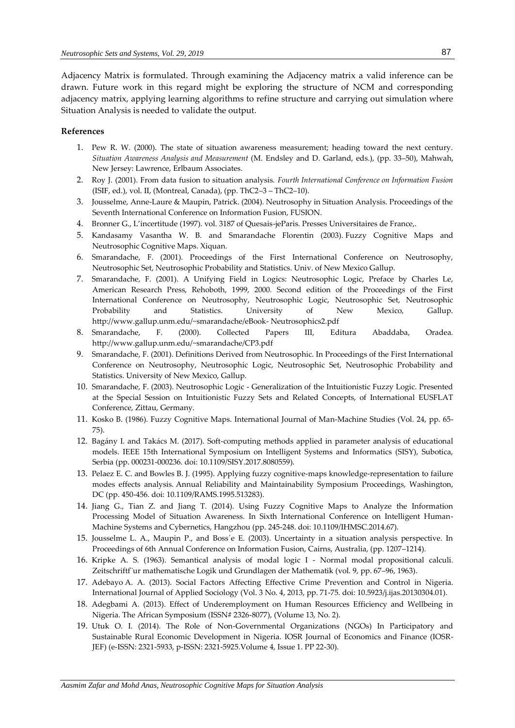Adjacency Matrix is formulated. Through examining the Adjacency matrix a valid inference can be drawn. Future work in this regard might be exploring the structure of NCM and corresponding adjacency matrix, applying learning algorithms to refine structure and carrying out simulation where Situation Analysis is needed to validate the output.

**References**

1. Pew R. W. (2000). The state of situation awareness measurement; heading toward the next century. *Situation Awareness Analysis and Measurement* (M. Endsley and D. Garland, eds.), (pp. 33–50), Mahwah, New Jersey: Lawrence, Erlbaum Associates.
2. Roy J. (2001). From data fusion to situation analysis. *Fourth International Conference on Information Fusion* (ISIF, ed.), vol. II, (Montreal, Canada), (pp. ThC2–3 – ThC2–10).
3. Jousselme, Anne-Laure & Maupin, Patrick. (2004). Neutrosophy in Situation Analysis. Proceedings of the Seventh International Conference on Information Fusion, FUSION.
4. Bronner G., L'incertitude (1997). vol. 3187 of Quesais-jeParis. Presses Universitaires de France,.
5. Kandasamy Vasantha W. B. and Smarandache Florentin (2003). Fuzzy Cognitive Maps and Neutrosophic Cognitive Maps. Xiquan.
6. Smarandache, F. (2001). Proceedings of the First International Conference on Neutrosophy, Neutrosophic Set, Neutrosophic Probability and Statistics. Univ. of New Mexico Gallup.
7. Smarandache, F. (2001). A Unifying Field in Logics: Neutrosophic Logic, Preface by Charles Le, American Research Press, Rehoboth, 1999, 2000. Second edition of the Proceedings of the First International Conference on Neutrosophy, Neutrosophic Logic, Neutrosophic Set, Neutrosophic Probability and Statistics. University of New Mexico, Gallup. http://www.gallup.unm.edu/~smarandache/eBook- Neutrosophics2.pdf
8. Smarandache, F. (2000). Collected Papers III, Editura Abaddaba, Oradea. http://www.gallup.unm.edu/~smarandache/CP3.pdf
9. Smarandache, F. (2001). Definitions Derived from Neutrosophic. In Proceedings of the First International Conference on Neutrosophy, Neutrosophic Logic, Neutrosophic Set, Neutrosophic Probability and Statistics. University of New Mexico, Gallup.
10. Smarandache, F. (2003). Neutrosophic Logic - Generalization of the Intuitionistic Fuzzy Logic. Presented at the Special Session on Intuitionistic Fuzzy Sets and Related Concepts, of International EUSFLAT Conference, Zittau, Germany.
11. Kosko B. (1986). Fuzzy Cognitive Maps. International Journal of Man-Machine Studies (Vol. 24, pp. 65-75).
12. Bagány I. and Takács M. (2017). Soft-computing methods applied in parameter analysis of educational models. IEEE 15th International Symposium on Intelligent Systems and Informatics (SISY), Subotica, Serbia (pp. 000231-000236. doi: 10.1109/SISY.2017.8080559).
13. Pelaez E. C. and Bowles B. J. (1995). Applying fuzzy cognitive-maps knowledge-representation to failure modes effects analysis. Annual Reliability and Maintainability Symposium Proceedings, Washington, DC (pp. 450-456. doi: 10.1109/RAMS.1995.513283).
14. Jiang G., Tian Z. and Jiang T. (2014). Using Fuzzy Cognitive Maps to Analyze the Information Processing Model of Situation Awareness. In Sixth International Conference on Intelligent Human-Machine Systems and Cybernetics, Hangzhou (pp. 245-248. doi: 10.1109/IHMSC.2014.67).
15. Jousselme L. A., Maupin P., and Boss´e E. (2003). Uncertainty in a situation analysis perspective. In Proceedings of 6th Annual Conference on Information Fusion, Cairns, Australia, (pp. 1207–1214).
16. Kripke A. S. (1963). Semantical analysis of modal logic I - Normal modal propositional calculi. Zeitschriftf¨ur mathematische Logik und Grundlagen der Mathematik (vol. 9, pp. 67–96, 1963).
17. Adebayo A. A. (2013). Social Factors Affecting Effective Crime Prevention and Control in Nigeria. International Journal of Applied Sociology (Vol. 3 No. 4, 2013, pp. 71-75. doi: 10.5923/j.ijas.20130304.01).
18. Adegbami A. (2013). Effect of Underemployment on Human Resources Efficiency and Wellbeing in Nigeria. The African Symposium (ISSN# 2326-8077), (Volume 13, No. 2).
19. Utuk O. I. (2014). The Role of Non-Governmental Organizations (NGOs) In Participatory and Sustainable Rural Economic Development in Nigeria. IOSR Journal of Economics and Finance (IOSR-JEF) (e-ISSN: 2321-5933, p-ISSN: 2321-5925.Volume 4, Issue 1. PP 22-30).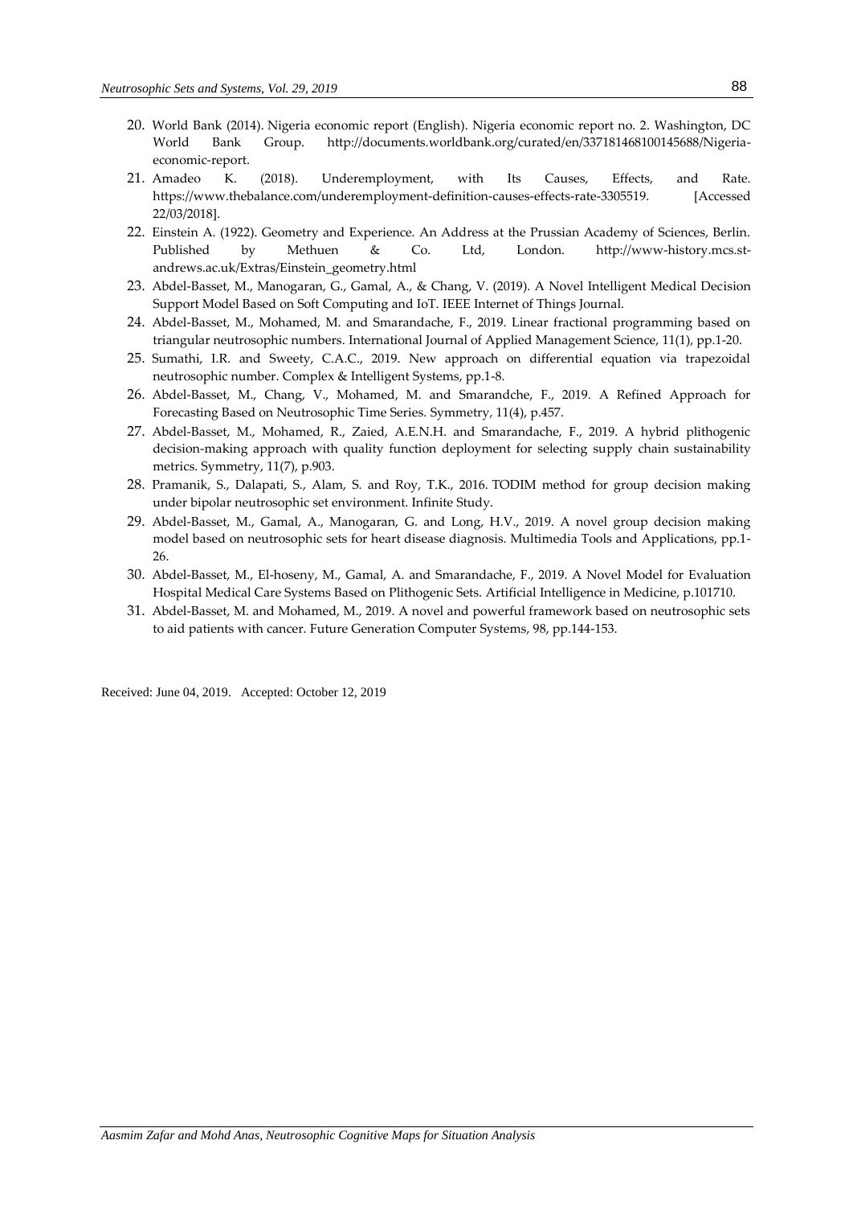20. World Bank (2014). Nigeria economic report (English). Nigeria economic report no. 2. Washington, DC World Bank Group. http://documents.worldbank.org/curated/en/337181468100145688/Nigeria-economic-report.
21. Amadeo K. (2018). Underemployment, with Its Causes, Effects, and Rate. https://www.thebalance.com/underemployment-definition-causes-effects-rate-3305519. [Accessed 22/03/2018].
22. Einstein A. (1922). Geometry and Experience. An Address at the Prussian Academy of Sciences, Berlin. Published by Methuen & Co. Ltd, London. http://www-history.mcs.st-andrews.ac.uk/Extras/Einstein_geometry.html
23. Abdel-Basset, M., Manogaran, G., Gamal, A., & Chang, V. (2019). A Novel Intelligent Medical Decision Support Model Based on Soft Computing and IoT. IEEE Internet of Things Journal.
24. Abdel-Basset, M., Mohamed, M. and Smarandache, F., 2019. Linear fractional programming based on triangular neutrosophic numbers. International Journal of Applied Management Science, 11(1), pp.1-20.
25. Sumathi, I.R. and Sweety, C.A.C., 2019. New approach on differential equation via trapezoidal neutrosophic number. Complex & Intelligent Systems, pp.1-8.
26. Abdel-Basset, M., Chang, V., Mohamed, M. and Smarandche, F., 2019. A Refined Approach for Forecasting Based on Neutrosophic Time Series. Symmetry, 11(4), p.457.
27. Abdel-Basset, M., Mohamed, R., Zaied, A.E.N.H. and Smarandache, F., 2019. A hybrid plithogenic decision-making approach with quality function deployment for selecting supply chain sustainability metrics. Symmetry, 11(7), p.903.
28. Pramanik, S., Dalapati, S., Alam, S. and Roy, T.K., 2016. TODIM method for group decision making under bipolar neutrosophic set environment. Infinite Study.
29. Abdel-Basset, M., Gamal, A., Manogaran, G. and Long, H.V., 2019. A novel group decision making model based on neutrosophic sets for heart disease diagnosis. Multimedia Tools and Applications, pp.1-26.
30. Abdel-Basset, M., El-hoseny, M., Gamal, A. and Smarandache, F., 2019. A Novel Model for Evaluation Hospital Medical Care Systems Based on Plithogenic Sets. Artificial Intelligence in Medicine, p.101710.
31. Abdel-Basset, M. and Mohamed, M., 2019. A novel and powerful framework based on neutrosophic sets to aid patients with cancer. Future Generation Computer Systems, 98, pp.144-153.

Received: June 04, 2019. Accepted: October 12, 2019